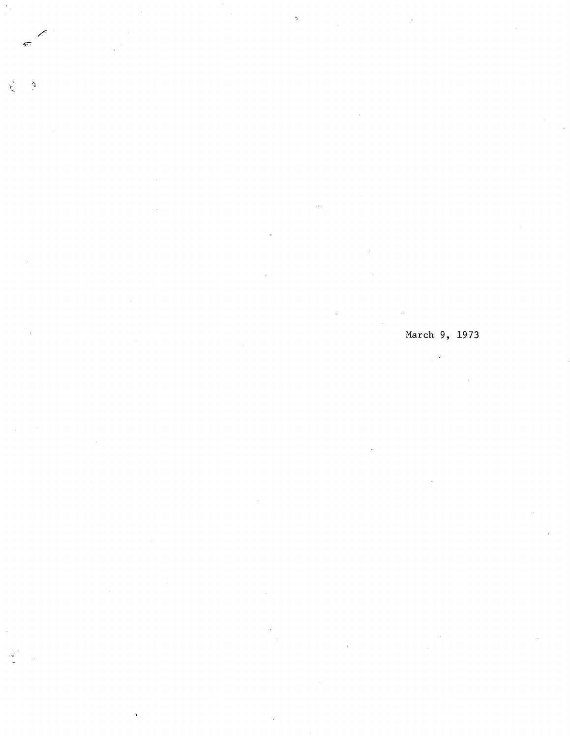March 9, 1973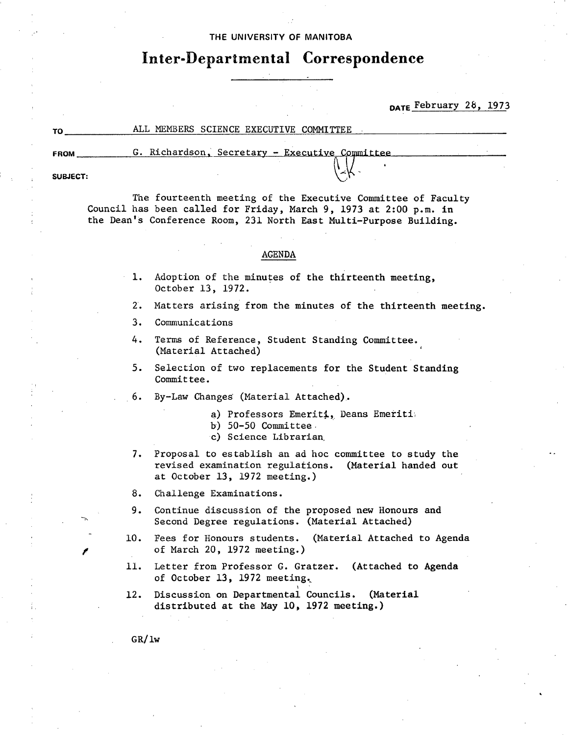THE UNIVERSITY OF MANITOBA

# Inter-Departmental Correspondence

DATE February 28, 1973

TO ALL MEMBERS SCIENCE EXECUTIVE COMMITTEE

FROM G. Richardson, Secretary - Executive Committee

SUBJECT:

The fourteenth meeting of the Executive Committee of Faculty Council has been called for Friday, March 9, 1973 at 2:00 p.m. in the Dean's Conference Room, 231 North East Multi-Purpose Building.

## AGENDA

1. Adoption of the minutes of the thirteenth meeting, October 13, 1972.
2. Matters arising from the minutes of the thirteenth meeting.
3. Communications
4. Terms of Reference, Student Standing Committee. (Material Attached)
5. Selection of two replacements for the Student Standing Committee.
6. By-Law Changes (Material Attached).
   a) Professors Emeriti, Deans Emeriti
   b) 50-50 Committee
   c) Science Librarian
7. Proposal to establish an ad hoc committee to study the revised examination regulations. (Material handed out at October 13, 1972 meeting.)
8. Challenge Examinations.
9. Continue discussion of the proposed new Honours and Second Degree regulations. (Material Attached)
10. Fees for Honours students. (Material Attached to Agenda of March 20, 1972 meeting.)
11. Letter from Professor G. Gratzer. (Attached to Agenda of October 13, 1972 meeting.)
12. Discussion on Departmental Councils. (Material distributed at the May 10, 1972 meeting.)

GR/lw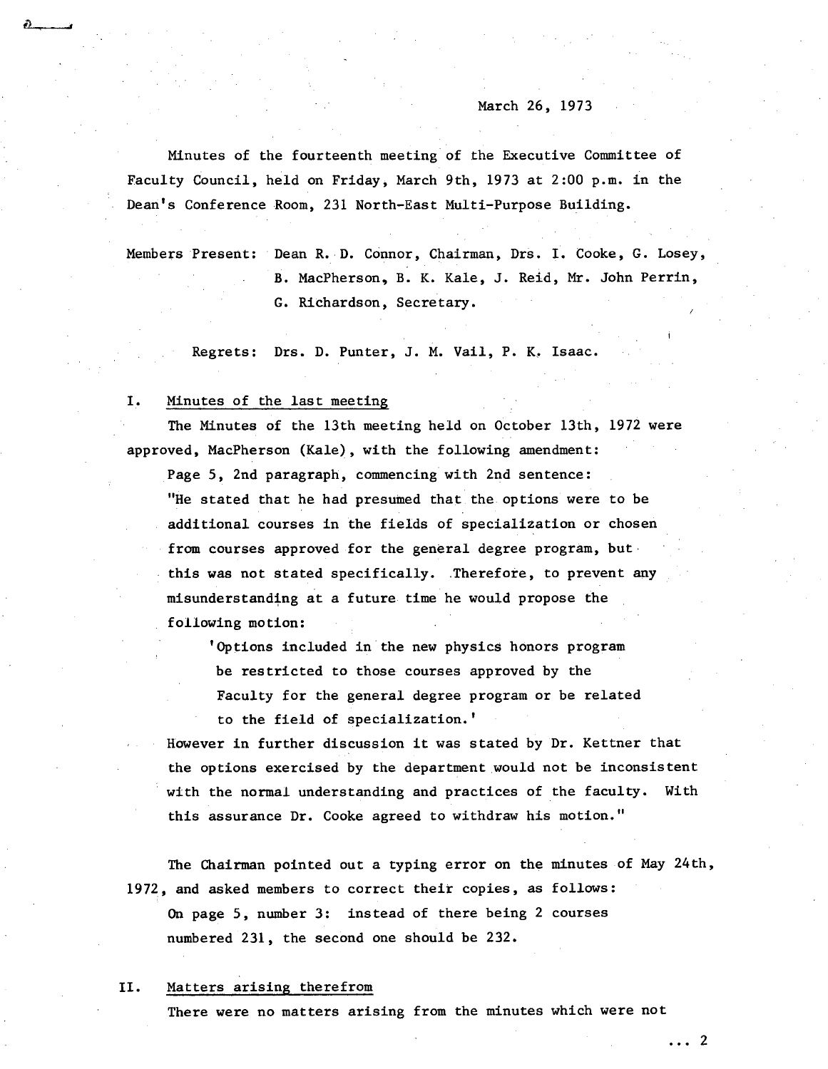March 26, 1973

Minutes of the fourteenth meeting of the Executive Committee of Faculty Council, held on Friday, March 9th, 1973 at 2:00 p.m. in the Dean's Conference Room, 231 North-East Multi-Purpose Building.

Members Present: Dean R. D. Connor, Chairman, Drs. I. Cooke, G. Losey, B. MacPherson, B. K. Kale, J. Reid, Mr. John Perrin, G. Richardson, Secretary.

Regrets: Drs. D. Punter, J. M. Vail, P. K. Isaac.

## I. Minutes of the last meeting

The Minutes of the 13th meeting held on October 13th, 1972 were approved, MacPherson (Kale), with the following amendment:

Page 5, 2nd paragraph, commencing with 2nd sentence:

> "He stated that he had presumed that the options were to be additional courses in the fields of specialization or chosen from courses approved for the general degree program, but this was not stated specifically. Therefore, to prevent any misunderstanding at a future time he would propose the following motion:
>
> 'Options included in the new physics honors program be restricted to those courses approved by the Faculty for the general degree program or be related to the field of specialization.'
>
> However in further discussion it was stated by Dr. Kettner that the options exercised by the department would not be inconsistent with the normal understanding and practices of the faculty. With this assurance Dr. Cooke agreed to withdraw his motion."

The Chairman pointed out a typing error on the minutes of May 24th, 1972, and asked members to correct their copies, as follows:

On page 5, number 3: instead of there being 2 courses numbered 231, the second one should be 232.

## II. Matters arising therefrom

There were no matters arising from the minutes which were not

... 2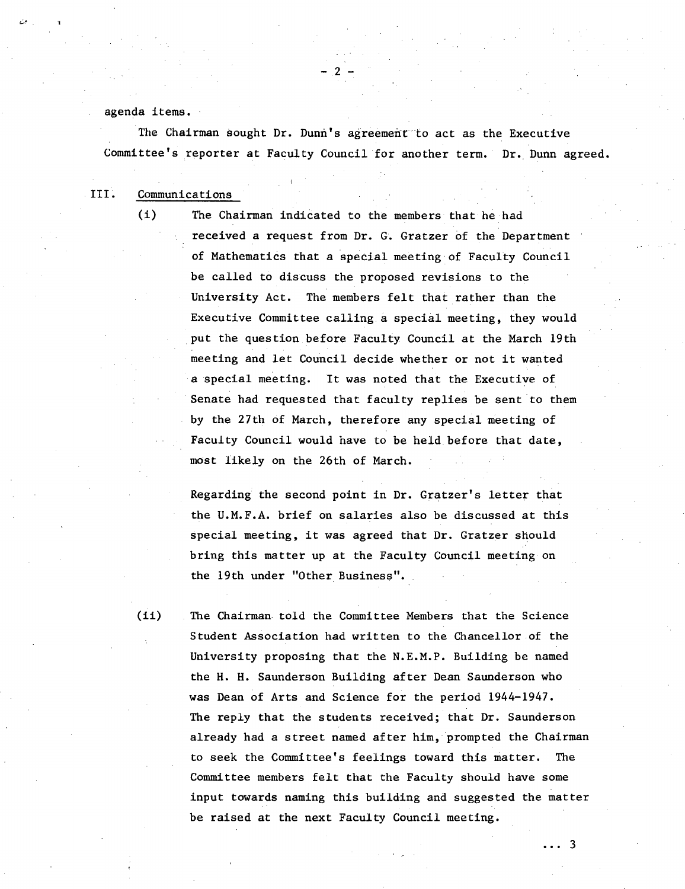agenda items.

The Chairman sought Dr. Dunn's agreement to act as the Executive Committee's reporter at Faculty Council for another term. Dr. Dunn agreed.

III. Communications

(i) The Chairman indicated to the members that he had received a request from Dr. G. Gratzer of the Department of Mathematics that a special meeting of Faculty Council be called to discuss the proposed revisions to the University Act. The members felt that rather than the Executive Committee calling a special meeting, they would put the question before Faculty Council at the March 19th meeting and let Council decide whether or not it wanted a special meeting. It was noted that the Executive of Senate had requested that faculty replies be sent to them by the 27th of March, therefore any special meeting of Faculty Council would have to be held before that date, most likely on the 26th of March.

Regarding the second point in Dr. Gratzer's letter that the U.M.F.A. brief on salaries also be discussed at this special meeting, it was agreed that Dr. Gratzer should bring this matter up at the Faculty Council meeting on the 19th under "Other Business".

(ii) The Chairman told the Committee Members that the Science Student Association had written to the Chancellor of the University proposing that the N.E.M.P. Building be named the H. H. Saunderson Building after Dean Saunderson who was Dean of Arts and Science for the period 1944-1947. The reply that the students received; that Dr. Saunderson already had a street named after him, prompted the Chairman to seek the Committee's feelings toward this matter. The Committee members felt that the Faculty should have some input towards naming this building and suggested the matter be raised at the next Faculty Council meeting.

... 3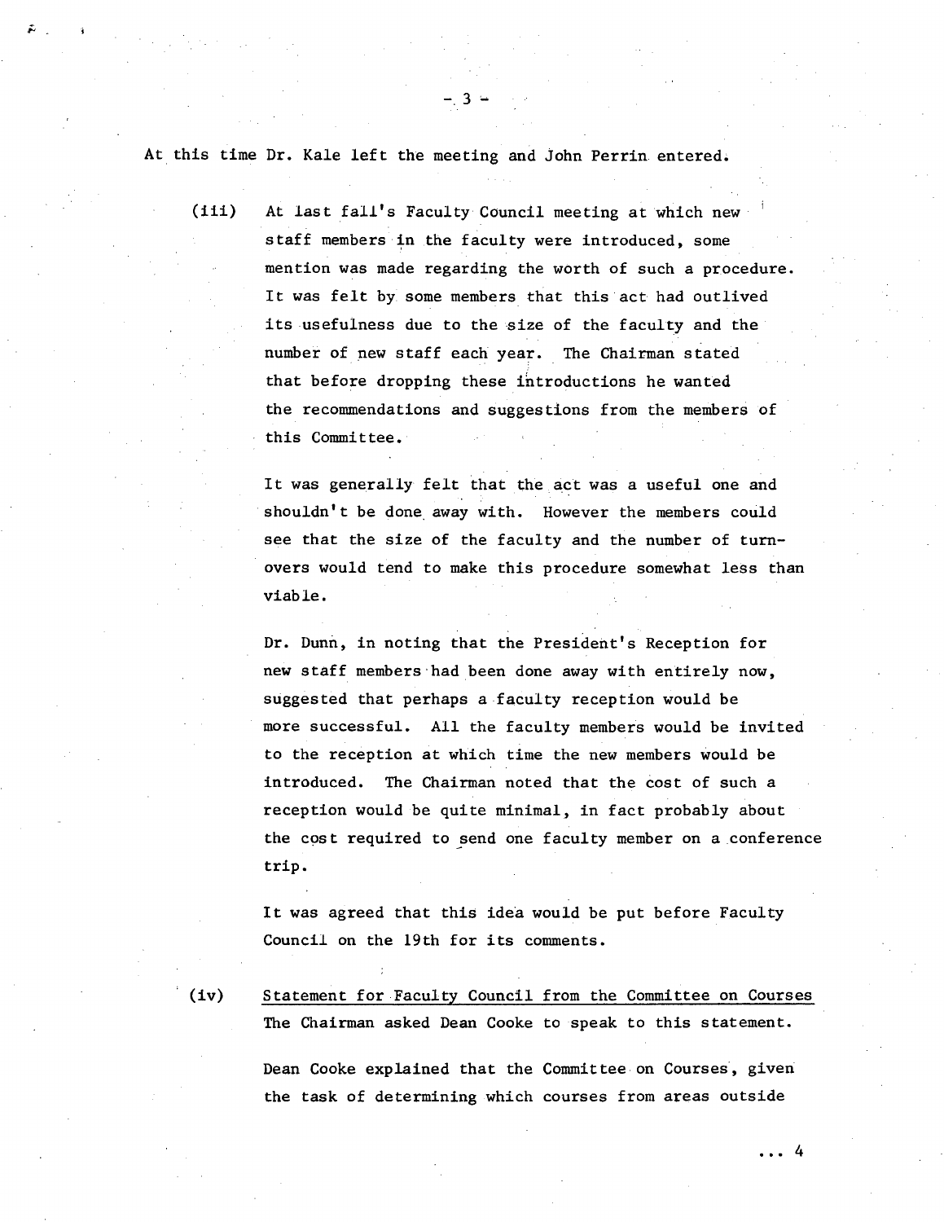At this time Dr. Kale left the meeting and John Perrin entered.

(iii) At last fall's Faculty Council meeting at which new staff members in the faculty were introduced, some mention was made regarding the worth of such a procedure. It was felt by some members that this act had outlived its usefulness due to the size of the faculty and the number of new staff each year. The Chairman stated that before dropping these introductions he wanted the recommendations and suggestions from the members of this Committee.

It was generally felt that the act was a useful one and shouldn't be done away with. However the members could see that the size of the faculty and the number of turn-overs would tend to make this procedure somewhat less than viable.

Dr. Dunn, in noting that the President's Reception for new staff members had been done away with entirely now, suggested that perhaps a faculty reception would be more successful. All the faculty members would be invited to the reception at which time the new members would be introduced. The Chairman noted that the cost of such a reception would be quite minimal, in fact probably about the cost required to send one faculty member on a conference trip.

It was agreed that this idea would be put before Faculty Council on the 19th for its comments.

(iv) <u>Statement for Faculty Council from the Committee on Courses</u>
The Chairman asked Dean Cooke to speak to this statement.

Dean Cooke explained that the Committee on Courses, given the task of determining which courses from areas outside

... 4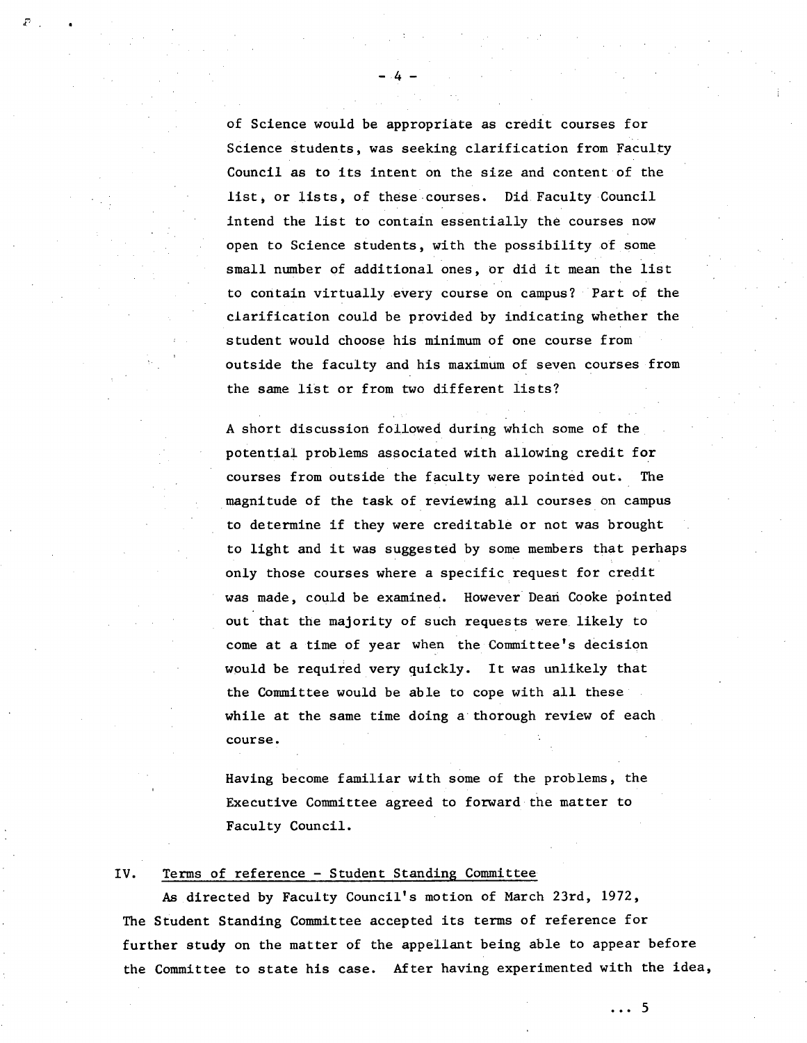of Science would be appropriate as credit courses for Science students, was seeking clarification from Faculty Council as to its intent on the size and content of the list, or lists, of these courses. Did Faculty Council intend the list to contain essentially the courses now open to Science students, with the possibility of some small number of additional ones, or did it mean the list to contain virtually every course on campus? Part of the clarification could be provided by indicating whether the student would choose his minimum of one course from outside the faculty and his maximum of seven courses from the same list or from two different lists?

A short discussion followed during which some of the potential problems associated with allowing credit for courses from outside the faculty were pointed out. The magnitude of the task of reviewing all courses on campus to determine if they were creditable or not was brought to light and it was suggested by some members that perhaps only those courses where a specific request for credit was made, could be examined. However Dean Cooke pointed out that the majority of such requests were likely to come at a time of year when the Committee's decision would be required very quickly. It was unlikely that the Committee would be able to cope with all these while at the same time doing a thorough review of each course.

Having become familiar with some of the problems, the Executive Committee agreed to forward the matter to Faculty Council.

## IV. Terms of reference - Student Standing Committee

As directed by Faculty Council's motion of March 23rd, 1972, The Student Standing Committee accepted its terms of reference for further study on the matter of the appellant being able to appear before the Committee to state his case. After having experimented with the idea,

... 5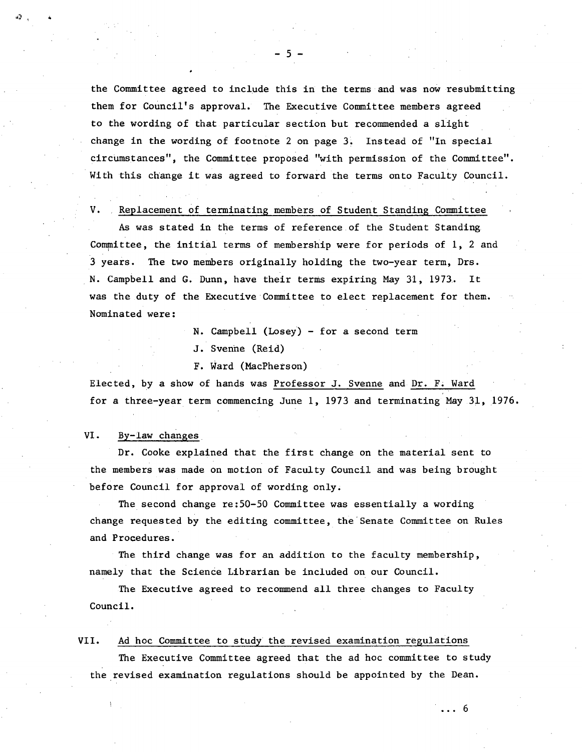the Committee agreed to include this in the terms and was now resubmitting them for Council's approval. The Executive Committee members agreed to the wording of that particular section but recommended a slight change in the wording of footnote 2 on page 3. Instead of "In special circumstances", the Committee proposed "with permission of the Committee". With this change it was agreed to forward the terms onto Faculty Council.

## V. Replacement of terminating members of Student Standing Committee

As was stated in the terms of reference of the Student Standing Committee, the initial terms of membership were for periods of 1, 2 and 3 years. The two members originally holding the two-year term, Drs. N. Campbell and G. Dunn, have their terms expiring May 31, 1973. It was the duty of the Executive Committee to elect replacement for them. Nominated were:

N. Campbell (Losey) - for a second term
J. Svenne (Reid)
F. Ward (MacPherson)

Elected, by a show of hands was Professor J. Svenne and Dr. F. Ward for a three-year term commencing June 1, 1973 and terminating May 31, 1976.

## VI. By-law changes

Dr. Cooke explained that the first change on the material sent to the members was made on motion of Faculty Council and was being brought before Council for approval of wording only.

The second change re:50-50 Committee was essentially a wording change requested by the editing committee, the Senate Committee on Rules and Procedures.

The third change was for an addition to the faculty membership, namely that the Science Librarian be included on our Council.

The Executive agreed to recommend all three changes to Faculty Council.

## VII. Ad hoc Committee to study the revised examination regulations

The Executive Committee agreed that the ad hoc committee to study the revised examination regulations should be appointed by the Dean.

... 6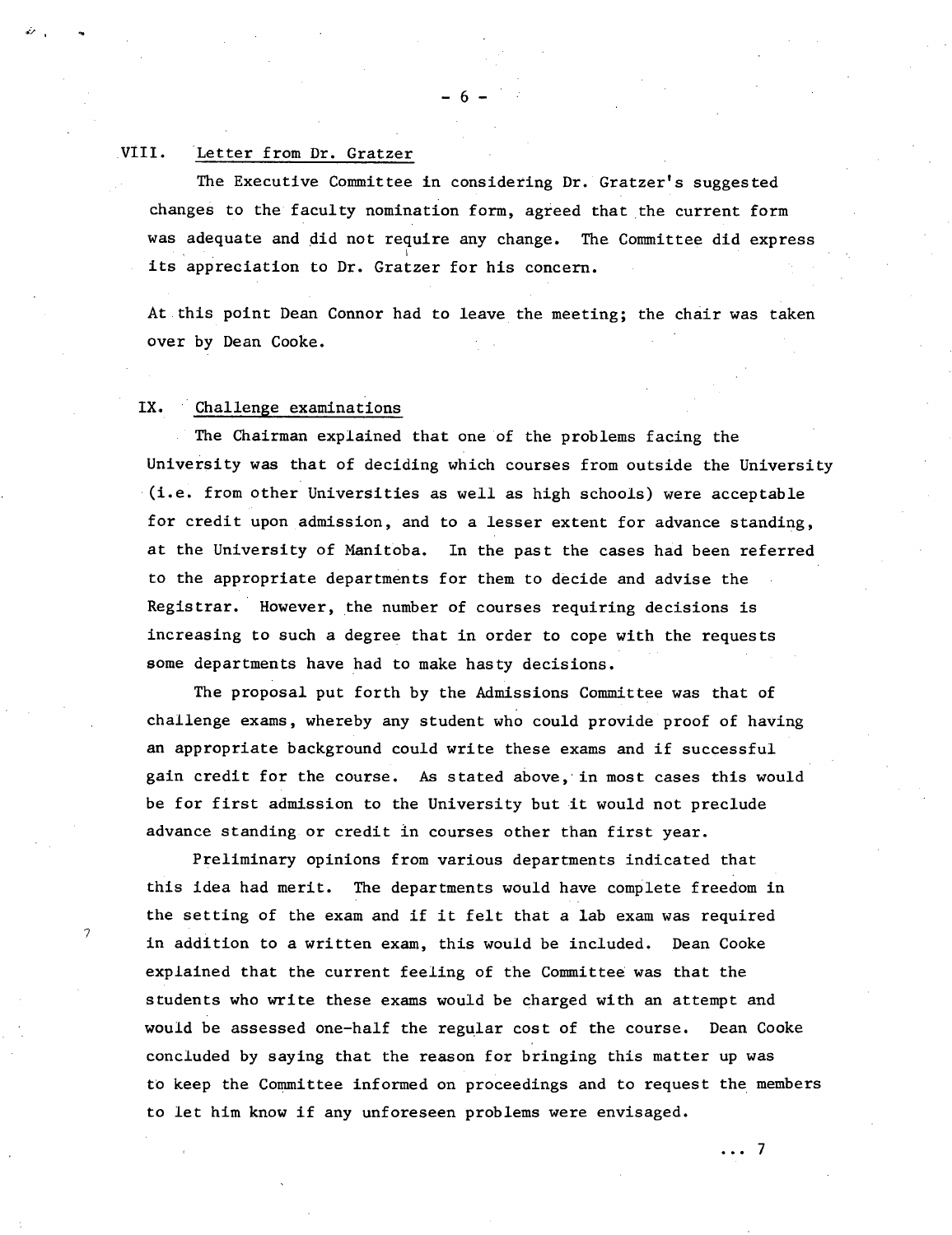## VIII. Letter from Dr. Gratzer

The Executive Committee in considering Dr. Gratzer's suggested changes to the faculty nomination form, agreed that the current form was adequate and did not require any change. The Committee did express its appreciation to Dr. Gratzer for his concern.

At this point Dean Connor had to leave the meeting; the chair was taken over by Dean Cooke.

## IX. Challenge examinations

The Chairman explained that one of the problems facing the University was that of deciding which courses from outside the University (i.e. from other Universities as well as high schools) were acceptable for credit upon admission, and to a lesser extent for advance standing, at the University of Manitoba. In the past the cases had been referred to the appropriate departments for them to decide and advise the Registrar. However, the number of courses requiring decisions is increasing to such a degree that in order to cope with the requests some departments have had to make hasty decisions.

The proposal put forth by the Admissions Committee was that of challenge exams, whereby any student who could provide proof of having an appropriate background could write these exams and if successful gain credit for the course. As stated above, in most cases this would be for first admission to the University but it would not preclude advance standing or credit in courses other than first year.

Preliminary opinions from various departments indicated that this idea had merit. The departments would have complete freedom in the setting of the exam and if it felt that a lab exam was required in addition to a written exam, this would be included. Dean Cooke explained that the current feeling of the Committee was that the students who write these exams would be charged with an attempt and would be assessed one-half the regular cost of the course. Dean Cooke concluded by saying that the reason for bringing this matter up was to keep the Committee informed on proceedings and to request the members to let him know if any unforeseen problems were envisaged.

... 7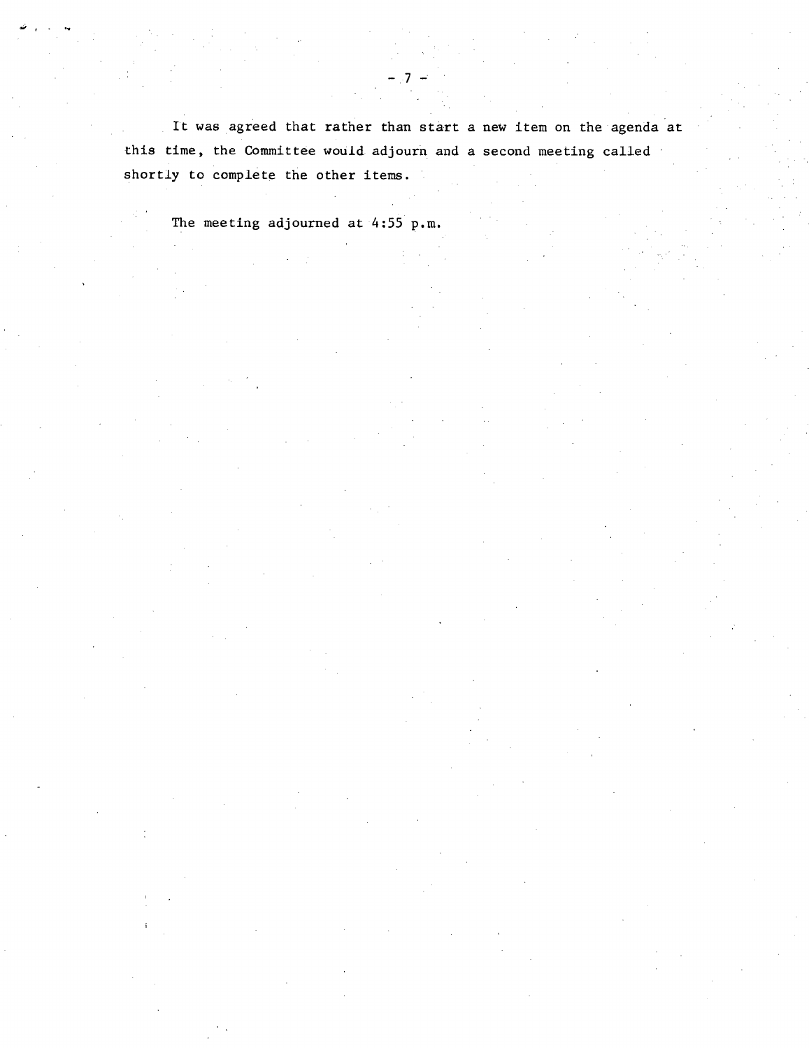It was agreed that rather than start a new item on the agenda at this time, the Committee would adjourn and a second meeting called shortly to complete the other items.

The meeting adjourned at 4:55 p.m.